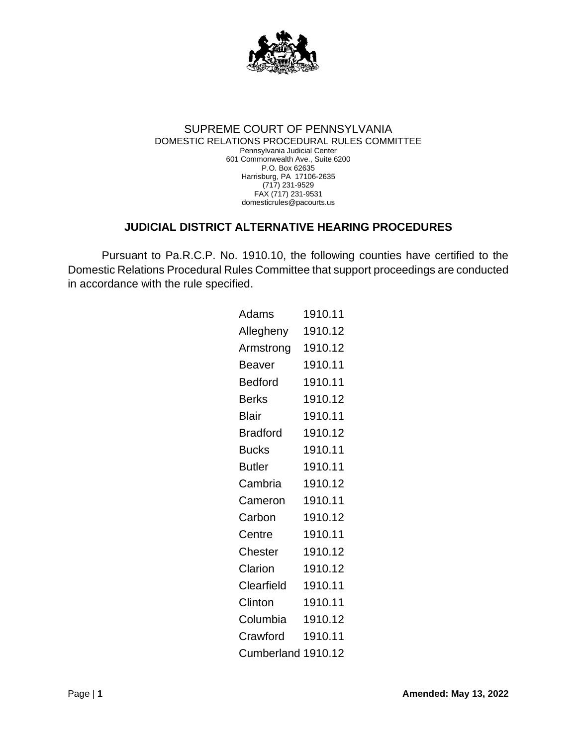SUPREME COURT OF PENNSYLVANIA
DOMESTIC RELATIONS PROCEDURAL RULES COMMITTEE
Pennsylvania Judicial Center
601 Commonwealth Ave., Suite 6200
P.O. Box 62635
Harrisburg, PA 17106-2635
(717) 231-9529
FAX (717) 231-9531
domesticrules@pacourts.us

## JUDICIAL DISTRICT ALTERNATIVE HEARING PROCEDURES

Pursuant to Pa.R.C.P. No. 1910.10, the following counties have certified to the Domestic Relations Procedural Rules Committee that support proceedings are conducted in accordance with the rule specified.

| | |
|---|---|
| Adams | 1910.11 |
| Allegheny | 1910.12 |
| Armstrong | 1910.12 |
| Beaver | 1910.11 |
| Bedford | 1910.11 |
| Berks | 1910.12 |
| Blair | 1910.11 |
| Bradford | 1910.12 |
| Bucks | 1910.11 |
| Butler | 1910.11 |
| Cambria | 1910.12 |
| Cameron | 1910.11 |
| Carbon | 1910.12 |
| Centre | 1910.11 |
| Chester | 1910.12 |
| Clarion | 1910.12 |
| Clearfield | 1910.11 |
| Clinton | 1910.11 |
| Columbia | 1910.12 |
| Crawford | 1910.11 |
| Cumberland | 1910.12 |

**Amended: May 13, 2022**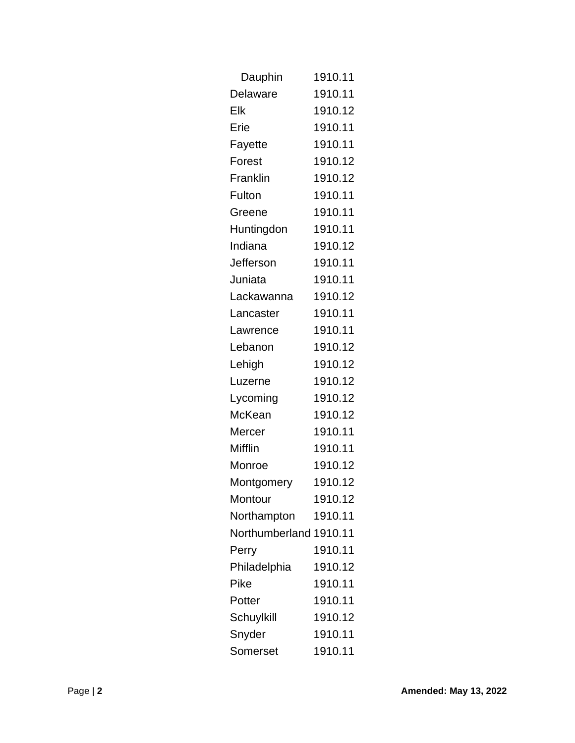| | |
|---|---|
| Dauphin | 1910.11 |
| Delaware | 1910.11 |
| Elk | 1910.12 |
| Erie | 1910.11 |
| Fayette | 1910.11 |
| Forest | 1910.12 |
| Franklin | 1910.12 |
| Fulton | 1910.11 |
| Greene | 1910.11 |
| Huntingdon | 1910.11 |
| Indiana | 1910.12 |
| Jefferson | 1910.11 |
| Juniata | 1910.11 |
| Lackawanna | 1910.12 |
| Lancaster | 1910.11 |
| Lawrence | 1910.11 |
| Lebanon | 1910.12 |
| Lehigh | 1910.12 |
| Luzerne | 1910.12 |
| Lycoming | 1910.12 |
| McKean | 1910.12 |
| Mercer | 1910.11 |
| Mifflin | 1910.11 |
| Monroe | 1910.12 |
| Montgomery | 1910.12 |
| Montour | 1910.12 |
| Northampton | 1910.11 |
| Northumberland | 1910.11 |
| Perry | 1910.11 |
| Philadelphia | 1910.12 |
| Pike | 1910.11 |
| Potter | 1910.11 |
| Schuylkill | 1910.12 |
| Snyder | 1910.11 |
| Somerset | 1910.11 |

**Amended: May 13, 2022**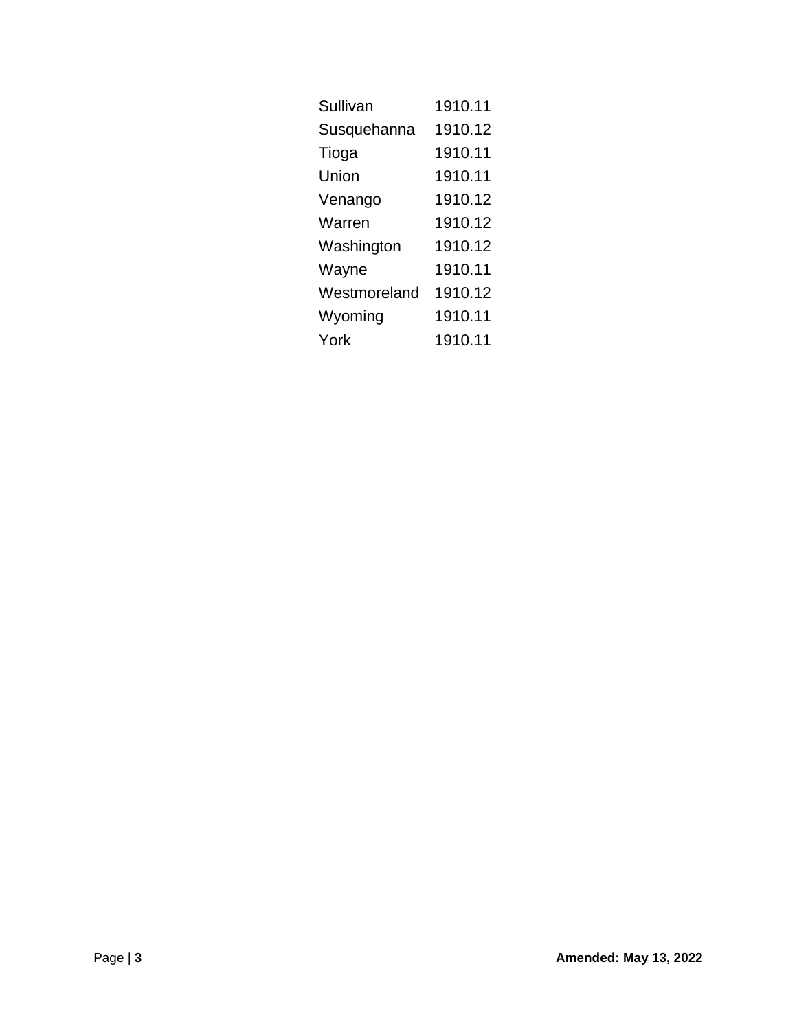| | |
|---|---|
| Sullivan | 1910.11 |
| Susquehanna | 1910.12 |
| Tioga | 1910.11 |
| Union | 1910.11 |
| Venango | 1910.12 |
| Warren | 1910.12 |
| Washington | 1910.12 |
| Wayne | 1910.11 |
| Westmoreland | 1910.12 |
| Wyoming | 1910.11 |
| York | 1910.11 |